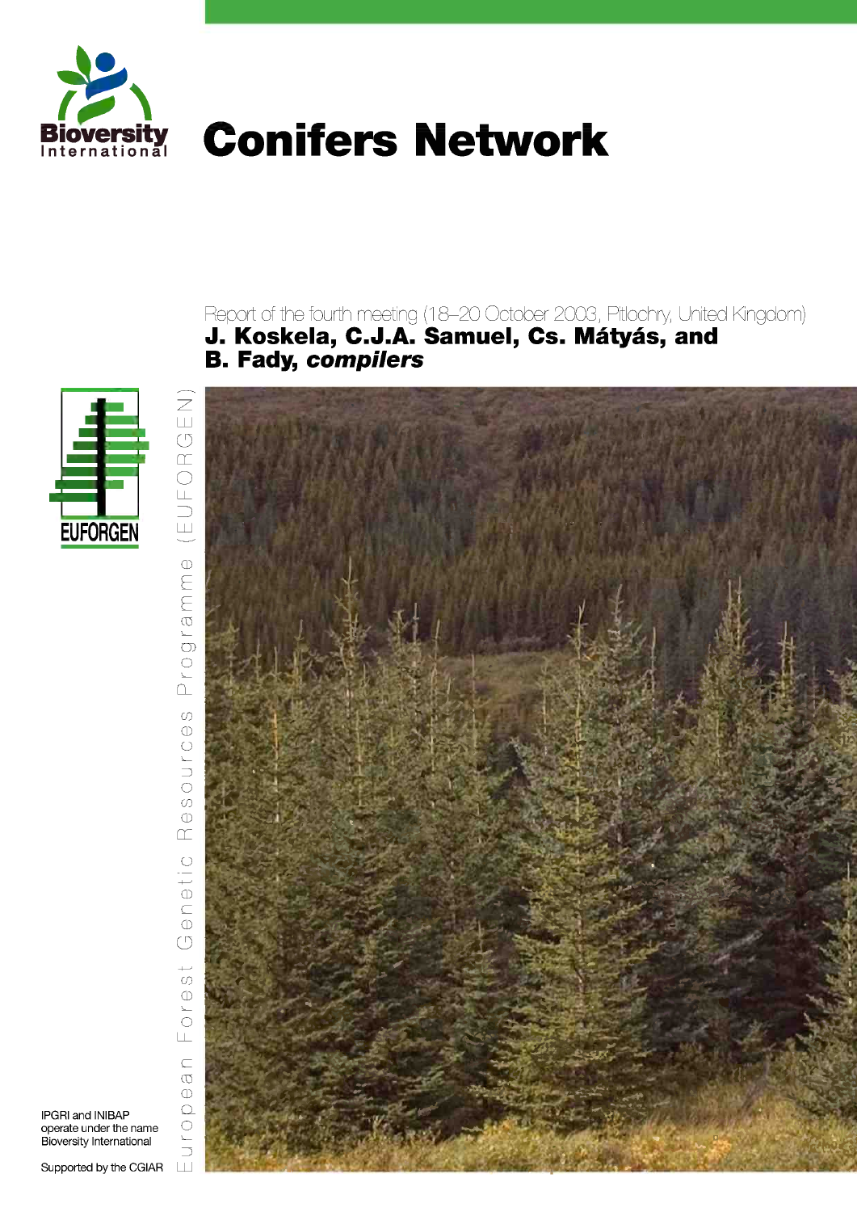Bioversity International

# Conifers Network

Report of the fourth meeting (18–20 October 2003, Pitlochry, United Kingdom)

**J. Koskela, C.J.A. Samuel, Cs. Mátyás, and B. Fady, *compilers***

EUFORGEN

European Forest Genetic Resources Programme (EUFORGEN)

IPGRI and INIBAP operate under the name Bioversity International

Supported by the CGIAR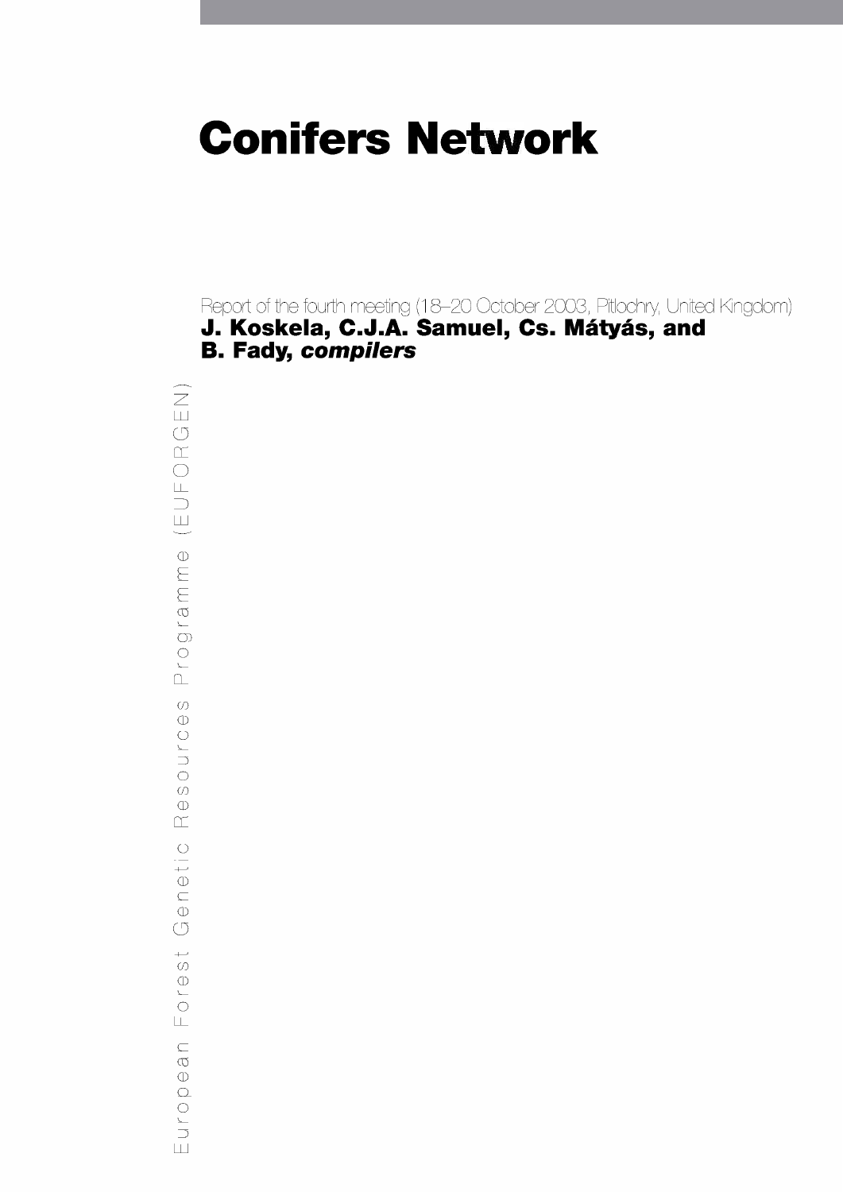# Conifers Network

Report of the fourth meeting (18–20 October 2003, Pitlochry, United Kingdom)

**J. Koskela, C.J.A. Samuel, Cs. Mátyás, and B. Fady, *compilers***

European Forest Genetic Resources Programme (EUFORGEN)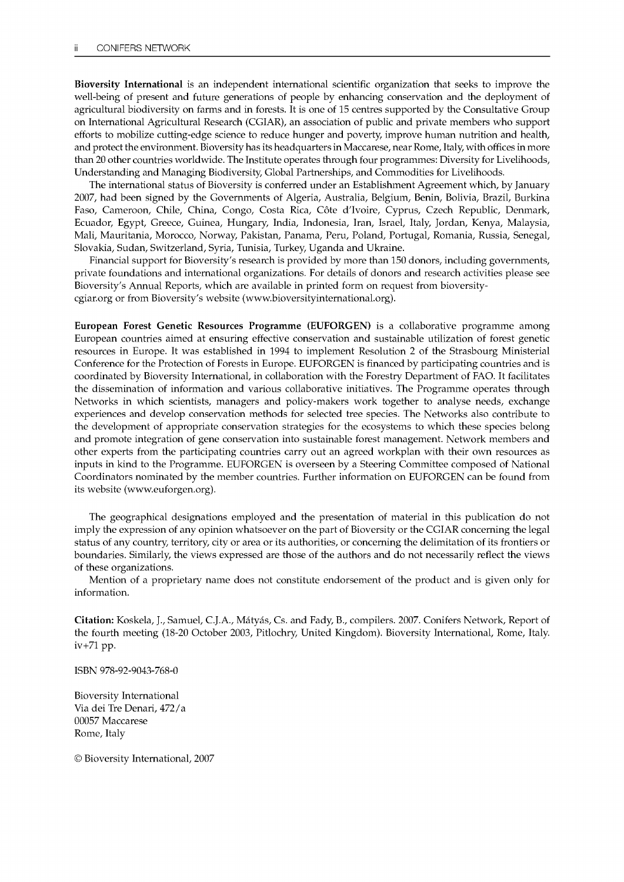**Bioversity International** is an independent international scientific organization that seeks to improve the well-being of present and future generations of people by enhancing conservation and the deployment of agricultural biodiversity on farms and in forests. It is one of 15 centres supported by the Consultative Group on International Agricultural Research (CGIAR), an association of public and private members who support efforts to mobilize cutting-edge science to reduce hunger and poverty, improve human nutrition and health, and protect the environment. Bioversity has its headquarters in Maccarese, near Rome, Italy, with offices in more than 20 other countries worldwide. The Institute operates through four programmes: Diversity for Livelihoods, Understanding and Managing Biodiversity, Global Partnerships, and Commodities for Livelihoods.

The international status of Bioversity is conferred under an Establishment Agreement which, by January 2007, had been signed by the Governments of Algeria, Australia, Belgium, Benin, Bolivia, Brazil, Burkina Faso, Cameroon, Chile, China, Congo, Costa Rica, Côte d'Ivoire, Cyprus, Czech Republic, Denmark, Ecuador, Egypt, Greece, Guinea, Hungary, India, Indonesia, Iran, Israel, Italy, Jordan, Kenya, Malaysia, Mali, Mauritania, Morocco, Norway, Pakistan, Panama, Peru, Poland, Portugal, Romania, Russia, Senegal, Slovakia, Sudan, Switzerland, Syria, Tunisia, Turkey, Uganda and Ukraine.

Financial support for Bioversity's research is provided by more than 150 donors, including governments, private foundations and international organizations. For details of donors and research activities please see Bioversity's Annual Reports, which are available in printed form on request from bioversity-cgiar.org or from Bioversity's website (www.bioversityinternational.org).

**European Forest Genetic Resources Programme (EUFORGEN)** is a collaborative programme among European countries aimed at ensuring effective conservation and sustainable utilization of forest genetic resources in Europe. It was established in 1994 to implement Resolution 2 of the Strasbourg Ministerial Conference for the Protection of Forests in Europe. EUFORGEN is financed by participating countries and is coordinated by Bioversity International, in collaboration with the Forestry Department of FAO. It facilitates the dissemination of information and various collaborative initiatives. The Programme operates through Networks in which scientists, managers and policy-makers work together to analyse needs, exchange experiences and develop conservation methods for selected tree species. The Networks also contribute to the development of appropriate conservation strategies for the ecosystems to which these species belong and promote integration of gene conservation into sustainable forest management. Network members and other experts from the participating countries carry out an agreed workplan with their own resources as inputs in kind to the Programme. EUFORGEN is overseen by a Steering Committee composed of National Coordinators nominated by the member countries. Further information on EUFORGEN can be found from its website (www.euforgen.org).

The geographical designations employed and the presentation of material in this publication do not imply the expression of any opinion whatsoever on the part of Bioversity or the CGIAR concerning the legal status of any country, territory, city or area or its authorities, or concerning the delimitation of its frontiers or boundaries. Similarly, the views expressed are those of the authors and do not necessarily reflect the views of these organizations.

Mention of a proprietary name does not constitute endorsement of the product and is given only for information.

**Citation:** Koskela, J., Samuel, C.J.A., Mátyás, Cs. and Fady, B., compilers. 2007. Conifers Network, Report of the fourth meeting (18-20 October 2003, Pitlochry, United Kingdom). Bioversity International, Rome, Italy. iv+71 pp.

ISBN 978-92-9043-768-0

Bioversity International
Via dei Tre Denari, 472/a
00057 Maccarese
Rome, Italy

© Bioversity International, 2007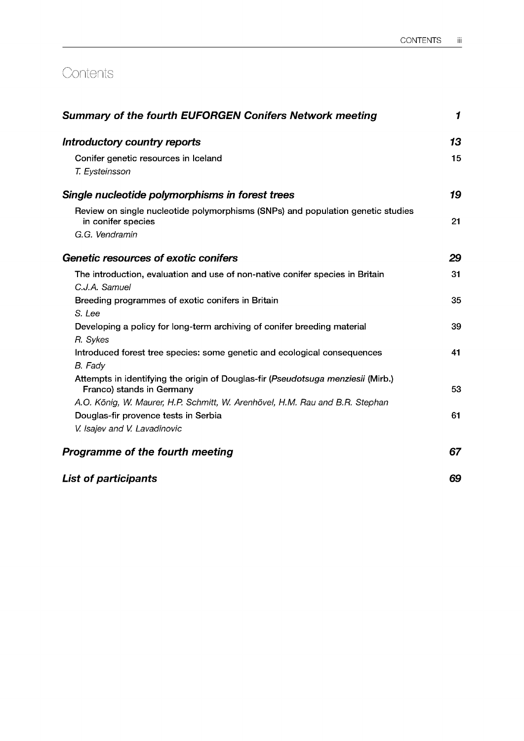# Contents

| | |
|---|---|
| ***Summary of the fourth EUFORGEN Conifers Network meeting*** | ***1*** |
| ***Introductory country reports*** | ***13*** |
| Conifer genetic resources in Iceland<br>*T. Eysteinsson* | 15 |
| ***Single nucleotide polymorphisms in forest trees*** | ***19*** |
| Review on single nucleotide polymorphisms (SNPs) and population genetic studies in conifer species<br>*G.G. Vendramin* | 21 |
| ***Genetic resources of exotic conifers*** | ***29*** |
| The introduction, evaluation and use of non-native conifer species in Britain<br>*C.J.A. Samuel* | 31 |
| Breeding programmes of exotic conifers in Britain<br>*S. Lee* | 35 |
| Developing a policy for long-term archiving of conifer breeding material<br>*R. Sykes* | 39 |
| Introduced forest tree species: some genetic and ecological consequences<br>*B. Fady* | 41 |
| Attempts in identifying the origin of Douglas-fir (*Pseudotsuga menziesii* (Mirb.) Franco) stands in Germany<br>*A.O. König, W. Maurer, H.P. Schmitt, W. Arenhövel, H.M. Rau and B.R. Stephan* | 53 |
| Douglas-fir provence tests in Serbia<br>*V. Isajev and V. Lavadinovic* | 61 |
| ***Programme of the fourth meeting*** | ***67*** |
| ***List of participants*** | ***69*** |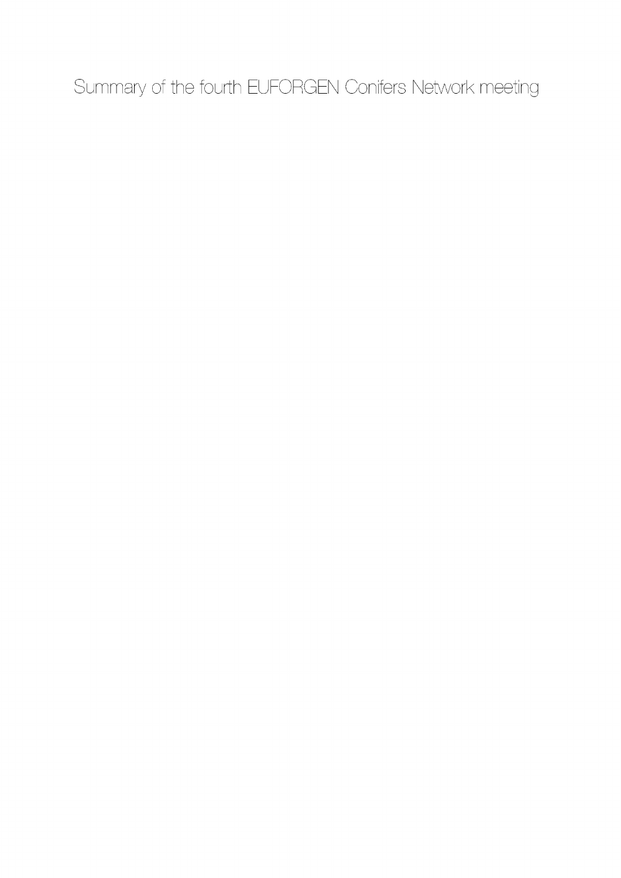# Summary of the fourth EUFORGEN Conifers Network meeting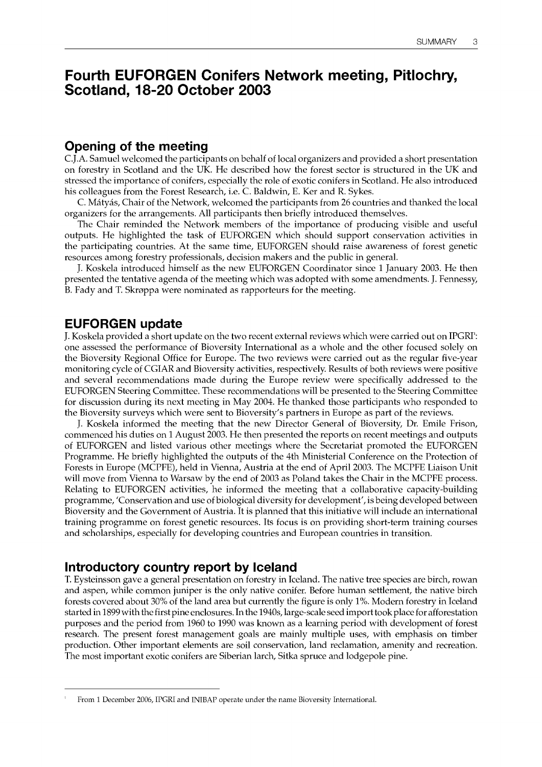# Fourth EUFORGEN Conifers Network meeting, Pitlochry, Scotland, 18-20 October 2003

## Opening of the meeting

C.J.A. Samuel welcomed the participants on behalf of local organizers and provided a short presentation on forestry in Scotland and the UK. He described how the forest sector is structured in the UK and stressed the importance of conifers, especially the role of exotic conifers in Scotland. He also introduced his colleagues from the Forest Research, i.e. C. Baldwin, E. Ker and R. Sykes.

C. Mátyás, Chair of the Network, welcomed the participants from 26 countries and thanked the local organizers for the arrangements. All participants then briefly introduced themselves.

The Chair reminded the Network members of the importance of producing visible and useful outputs. He highlighted the task of EUFORGEN which should support conservation activities in the participating countries. At the same time, EUFORGEN should raise awareness of forest genetic resources among forestry professionals, decision makers and the public in general.

J. Koskela introduced himself as the new EUFORGEN Coordinator since 1 January 2003. He then presented the tentative agenda of the meeting which was adopted with some amendments. J. Fennessy, B. Fady and T. Skrøppa were nominated as rapporteurs for the meeting.

## EUFORGEN update

J. Koskela provided a short update on the two recent external reviews which were carried out on IPGRI[1]: one assessed the performance of Bioversity International as a whole and the other focused solely on the Bioversity Regional Office for Europe. The two reviews were carried out as the regular five-year monitoring cycle of CGIAR and Bioversity activities, respectively. Results of both reviews were positive and several recommendations made during the Europe review were specifically addressed to the EUFORGEN Steering Committee. These recommendations will be presented to the Steering Committee for discussion during its next meeting in May 2004. He thanked those participants who responded to the Bioversity surveys which were sent to Bioversity's partners in Europe as part of the reviews.

J. Koskela informed the meeting that the new Director General of Bioversity, Dr. Emile Frison, commenced his duties on 1 August 2003. He then presented the reports on recent meetings and outputs of EUFORGEN and listed various other meetings where the Secretariat promoted the EUFORGEN Programme. He briefly highlighted the outputs of the 4th Ministerial Conference on the Protection of Forests in Europe (MCPFE), held in Vienna, Austria at the end of April 2003. The MCPFE Liaison Unit will move from Vienna to Warsaw by the end of 2003 as Poland takes the Chair in the MCPFE process. Relating to EUFORGEN activities, he informed the meeting that a collaborative capacity-building programme, 'Conservation and use of biological diversity for development', is being developed between Bioversity and the Government of Austria. It is planned that this initiative will include an international training programme on forest genetic resources. Its focus is on providing short-term training courses and scholarships, especially for developing countries and European countries in transition.

## Introductory country report by Iceland

T. Eysteinsson gave a general presentation on forestry in Iceland. The native tree species are birch, rowan and aspen, while common juniper is the only native conifer. Before human settlement, the native birch forests covered about 30% of the land area but currently the figure is only 1%. Modern forestry in Iceland started in 1899 with the first pine enclosures. In the 1940s, large-scale seed import took place for afforestation purposes and the period from 1960 to 1990 was known as a learning period with development of forest research. The present forest management goals are mainly multiple uses, with emphasis on timber production. Other important elements are soil conservation, land reclamation, amenity and recreation. The most important exotic conifers are Siberian larch, Sitka spruce and lodgepole pine.

[1] From 1 December 2006, IPGRI and INIBAP operate under the name Bioversity International.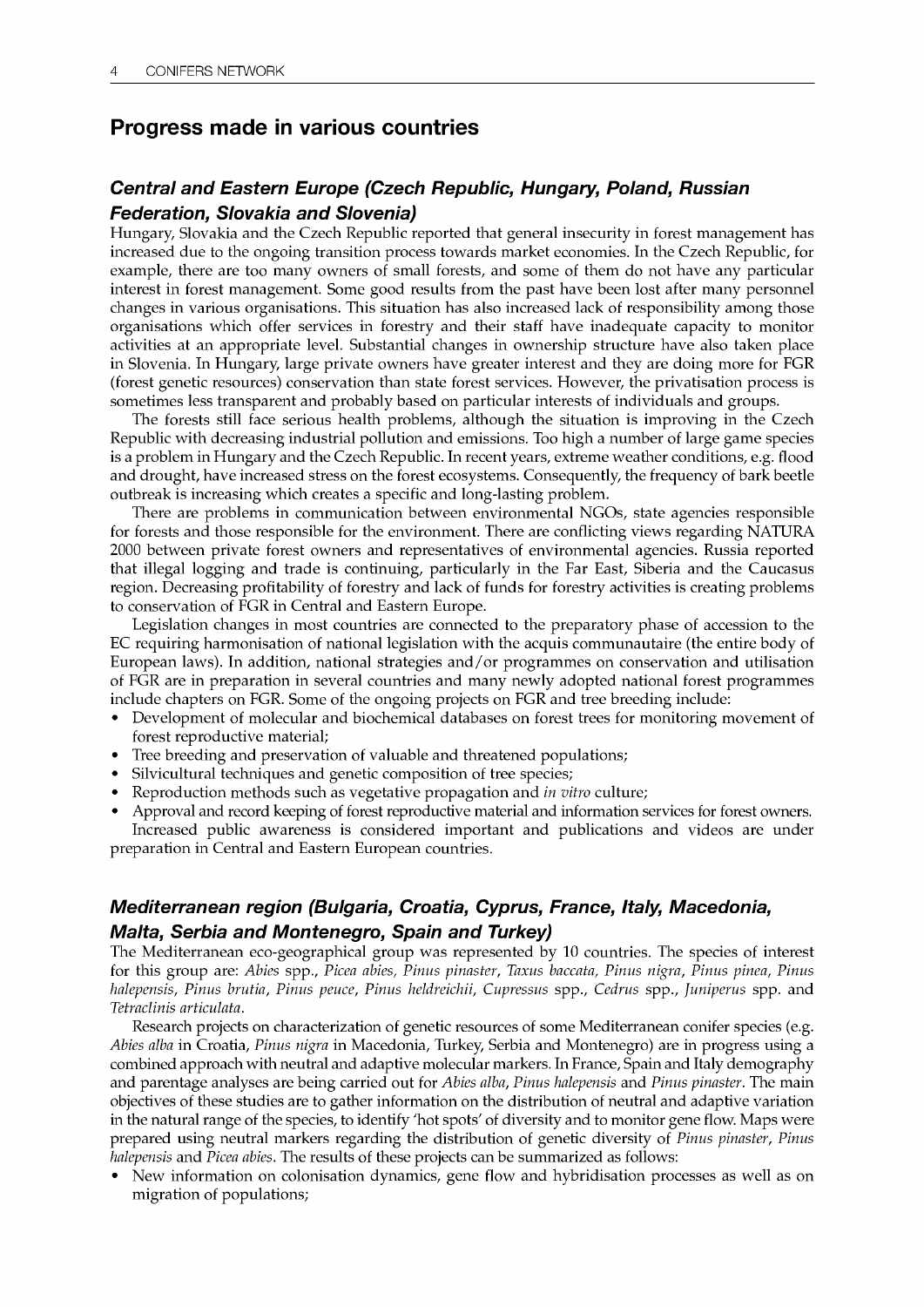## Progress made in various countries

### *Central and Eastern Europe (Czech Republic, Hungary, Poland, Russian Federation, Slovakia and Slovenia)*

Hungary, Slovakia and the Czech Republic reported that general insecurity in forest management has increased due to the ongoing transition process towards market economies. In the Czech Republic, for example, there are too many owners of small forests, and some of them do not have any particular interest in forest management. Some good results from the past have been lost after many personnel changes in various organisations. This situation has also increased lack of responsibility among those organisations which offer services in forestry and their staff have inadequate capacity to monitor activities at an appropriate level. Substantial changes in ownership structure have also taken place in Slovenia. In Hungary, large private owners have greater interest and they are doing more for FGR (forest genetic resources) conservation than state forest services. However, the privatisation process is sometimes less transparent and probably based on particular interests of individuals and groups.

The forests still face serious health problems, although the situation is improving in the Czech Republic with decreasing industrial pollution and emissions. Too high a number of large game species is a problem in Hungary and the Czech Republic. In recent years, extreme weather conditions, e.g. flood and drought, have increased stress on the forest ecosystems. Consequently, the frequency of bark beetle outbreak is increasing which creates a specific and long-lasting problem.

There are problems in communication between environmental NGOs, state agencies responsible for forests and those responsible for the environment. There are conflicting views regarding NATURA 2000 between private forest owners and representatives of environmental agencies. Russia reported that illegal logging and trade is continuing, particularly in the Far East, Siberia and the Caucasus region. Decreasing profitability of forestry and lack of funds for forestry activities is creating problems to conservation of FGR in Central and Eastern Europe.

Legislation changes in most countries are connected to the preparatory phase of accession to the EC requiring harmonisation of national legislation with the acquis communautaire (the entire body of European laws). In addition, national strategies and/or programmes on conservation and utilisation of FGR are in preparation in several countries and many newly adopted national forest programmes include chapters on FGR. Some of the ongoing projects on FGR and tree breeding include:

- Development of molecular and biochemical databases on forest trees for monitoring movement of forest reproductive material;
- Tree breeding and preservation of valuable and threatened populations;
- Silvicultural techniques and genetic composition of tree species;
- Reproduction methods such as vegetative propagation and *in vitro* culture;
- Approval and record keeping of forest reproductive material and information services for forest owners.

Increased public awareness is considered important and publications and videos are under preparation in Central and Eastern European countries.

### *Mediterranean region (Bulgaria, Croatia, Cyprus, France, Italy, Macedonia, Malta, Serbia and Montenegro, Spain and Turkey)*

The Mediterranean eco-geographical group was represented by 10 countries. The species of interest for this group are: *Abies* spp., *Picea abies, Pinus pinaster*, *Taxus baccata, Pinus nigra, Pinus pinea, Pinus halepensis, Pinus brutia, Pinus peuce, Pinus heldreichii, Cupressus* spp., *Cedrus* spp., *Juniperus* spp. and *Tetraclinis articulata*.

Research projects on characterization of genetic resources of some Mediterranean conifer species (e.g. *Abies alba* in Croatia, *Pinus nigra* in Macedonia, Turkey, Serbia and Montenegro) are in progress using a combined approach with neutral and adaptive molecular markers. In France, Spain and Italy demography and parentage analyses are being carried out for *Abies alba, Pinus halepensis* and *Pinus pinaster*. The main objectives of these studies are to gather information on the distribution of neutral and adaptive variation in the natural range of the species, to identify 'hot spots' of diversity and to monitor gene flow. Maps were prepared using neutral markers regarding the distribution of genetic diversity of *Pinus pinaster, Pinus halepensis* and *Picea abies*. The results of these projects can be summarized as follows:

- New information on colonisation dynamics, gene flow and hybridisation processes as well as on migration of populations;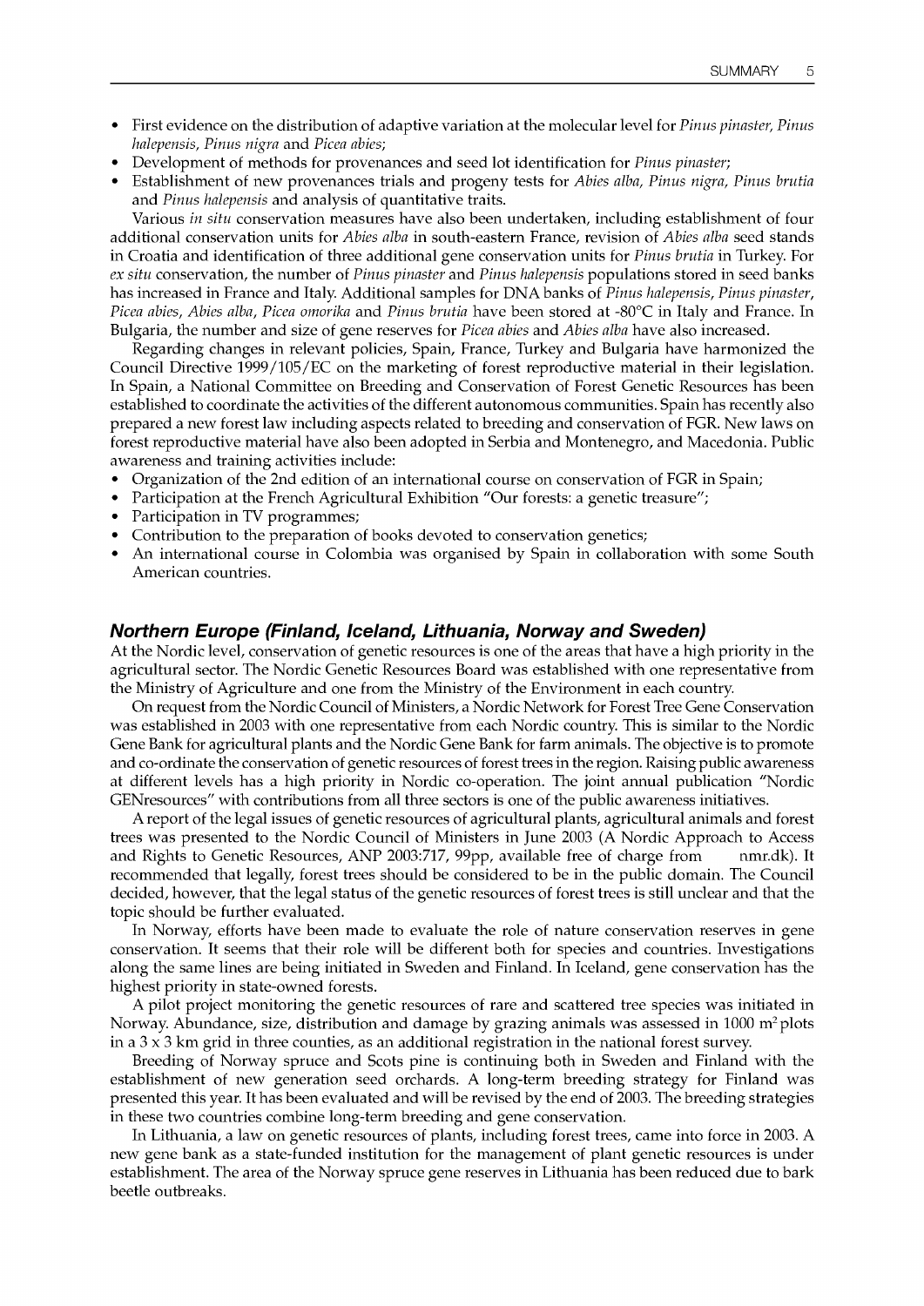- First evidence on the distribution of adaptive variation at the molecular level for *Pinus pinaster, Pinus halepensis, Pinus nigra* and *Picea abies*;
- Development of methods for provenances and seed lot identification for *Pinus pinaster*;
- Establishment of new provenances trials and progeny tests for *Abies alba, Pinus nigra, Pinus brutia* and *Pinus halepensis* and analysis of quantitative traits.

Various *in situ* conservation measures have also been undertaken, including establishment of four additional conservation units for *Abies alba* in south-eastern France, revision of *Abies alba* seed stands in Croatia and identification of three additional gene conservation units for *Pinus brutia* in Turkey. For *ex situ* conservation, the number of *Pinus pinaster* and *Pinus halepensis* populations stored in seed banks has increased in France and Italy. Additional samples for DNA banks of *Pinus halepensis, Pinus pinaster, Picea abies, Abies alba, Picea omorika* and *Pinus brutia* have been stored at -80°C in Italy and France. In Bulgaria, the number and size of gene reserves for *Picea abies* and *Abies alba* have also increased.

Regarding changes in relevant policies, Spain, France, Turkey and Bulgaria have harmonized the Council Directive 1999/105/EC on the marketing of forest reproductive material in their legislation. In Spain, a National Committee on Breeding and Conservation of Forest Genetic Resources has been established to coordinate the activities of the different autonomous communities. Spain has recently also prepared a new forest law including aspects related to breeding and conservation of FGR. New laws on forest reproductive material have also been adopted in Serbia and Montenegro, and Macedonia. Public awareness and training activities include:

- Organization of the 2nd edition of an international course on conservation of FGR in Spain;
- Participation at the French Agricultural Exhibition "Our forests: a genetic treasure";
- Participation in TV programmes;
- Contribution to the preparation of books devoted to conservation genetics;
- An international course in Colombia was organised by Spain in collaboration with some South American countries.

### *Northern Europe (Finland, Iceland, Lithuania, Norway and Sweden)*

At the Nordic level, conservation of genetic resources is one of the areas that have a high priority in the agricultural sector. The Nordic Genetic Resources Board was established with one representative from the Ministry of Agriculture and one from the Ministry of the Environment in each country.

On request from the Nordic Council of Ministers, a Nordic Network for Forest Tree Gene Conservation was established in 2003 with one representative from each Nordic country. This is similar to the Nordic Gene Bank for agricultural plants and the Nordic Gene Bank for farm animals. The objective is to promote and co-ordinate the conservation of genetic resources of forest trees in the region. Raising public awareness at different levels has a high priority in Nordic co-operation. The joint annual publication "Nordic GENresources" with contributions from all three sectors is one of the public awareness initiatives.

A report of the legal issues of genetic resources of agricultural plants, agricultural animals and forest trees was presented to the Nordic Council of Ministers in June 2003 (A Nordic Approach to Access and Rights to Genetic Resources, ANP 2003:717, 99pp, available free of charge from nmr.dk). It recommended that legally, forest trees should be considered to be in the public domain. The Council decided, however, that the legal status of the genetic resources of forest trees is still unclear and that the topic should be further evaluated.

In Norway, efforts have been made to evaluate the role of nature conservation reserves in gene conservation. It seems that their role will be different both for species and countries. Investigations along the same lines are being initiated in Sweden and Finland. In Iceland, gene conservation has the highest priority in state-owned forests.

A pilot project monitoring the genetic resources of rare and scattered tree species was initiated in Norway. Abundance, size, distribution and damage by grazing animals was assessed in 1000 $m^2$ plots in a 3 x 3 km grid in three counties, as an additional registration in the national forest survey.

Breeding of Norway spruce and Scots pine is continuing both in Sweden and Finland with the establishment of new generation seed orchards. A long-term breeding strategy for Finland was presented this year. It has been evaluated and will be revised by the end of 2003. The breeding strategies in these two countries combine long-term breeding and gene conservation.

In Lithuania, a law on genetic resources of plants, including forest trees, came into force in 2003. A new gene bank as a state-funded institution for the management of plant genetic resources is under establishment. The area of the Norway spruce gene reserves in Lithuania has been reduced due to bark beetle outbreaks.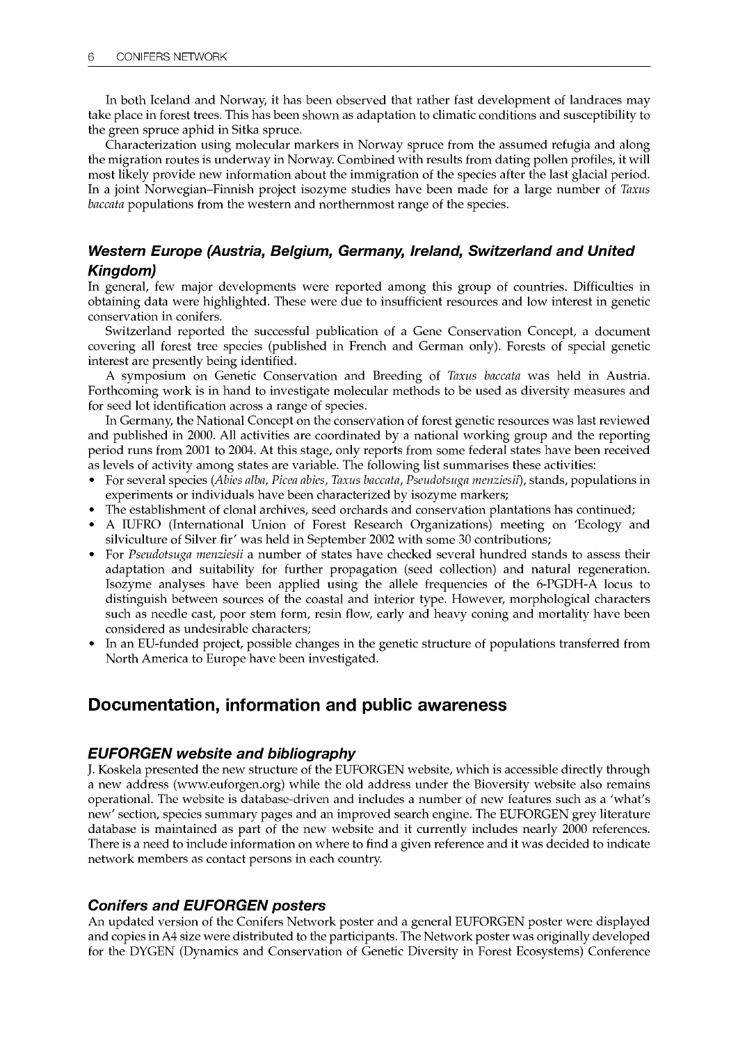In both Iceland and Norway, it has been observed that rather fast development of landraces may take place in forest trees. This has been shown as adaptation to climatic conditions and susceptibility to the green spruce aphid in Sitka spruce.

Characterization using molecular markers in Norway spruce from the assumed refugia and along the migration routes is underway in Norway. Combined with results from dating pollen profiles, it will most likely provide new information about the immigration of the species after the last glacial period. In a joint Norwegian–Finnish project isozyme studies have been made for a large number of *Taxus baccata* populations from the western and northernmost range of the species.

### *Western Europe (Austria, Belgium, Germany, Ireland, Switzerland and United Kingdom)*

In general, few major developments were reported among this group of countries. Difficulties in obtaining data were highlighted. These were due to insufficient resources and low interest in genetic conservation in conifers.

Switzerland reported the successful publication of a Gene Conservation Concept, a document covering all forest tree species (published in French and German only). Forests of special genetic interest are presently being identified.

A symposium on Genetic Conservation and Breeding of *Taxus baccata* was held in Austria. Forthcoming work is in hand to investigate molecular methods to be used as diversity measures and for seed lot identification across a range of species.

In Germany, the National Concept on the conservation of forest genetic resources was last reviewed and published in 2000. All activities are coordinated by a national working group and the reporting period runs from 2001 to 2004. At this stage, only reports from some federal states have been received as levels of activity among states are variable. The following list summarises these activities:

- For several species (*Abies alba, Picea abies, Taxus baccata, Pseudotsuga menziesii*), stands, populations in experiments or individuals have been characterized by isozyme markers;
- The establishment of clonal archives, seed orchards and conservation plantations has continued;
- A IUFRO (International Union of Forest Research Organizations) meeting on 'Ecology and silviculture of Silver fir' was held in September 2002 with some 30 contributions;
- For *Pseudotsuga menziesii* a number of states have checked several hundred stands to assess their adaptation and suitability for further propagation (seed collection) and natural regeneration. Isozyme analyses have been applied using the allele frequencies of the 6-PGDH-A locus to distinguish between sources of the coastal and interior type. However, morphological characters such as needle cast, poor stem form, resin flow, early and heavy coning and mortality have been considered as undesirable characters;
- In an EU-funded project, possible changes in the genetic structure of populations transferred from North America to Europe have been investigated.

## Documentation, information and public awareness

### *EUFORGEN website and bibliography*

J. Koskela presented the new structure of the EUFORGEN website, which is accessible directly through a new address (www.euforgen.org) while the old address under the Bioversity website also remains operational. The website is database-driven and includes a number of new features such as a 'what's new' section, species summary pages and an improved search engine. The EUFORGEN grey literature database is maintained as part of the new website and it currently includes nearly 2000 references. There is a need to include information on where to find a given reference and it was decided to indicate network members as contact persons in each country.

### *Conifers and EUFORGEN posters*

An updated version of the Conifers Network poster and a general EUFORGEN poster were displayed and copies in A4 size were distributed to the participants. The Network poster was originally developed for the DYGEN (Dynamics and Conservation of Genetic Diversity in Forest Ecosystems) Conference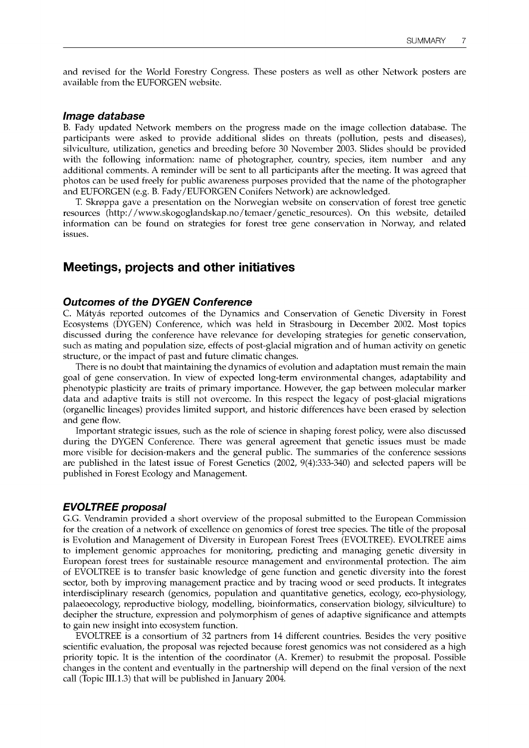and revised for the World Forestry Congress. These posters as well as other Network posters are available from the EUFORGEN website.

### *Image database*

B. Fady updated Network members on the progress made on the image collection database. The participants were asked to provide additional slides on threats (pollution, pests and diseases), silviculture, utilization, genetics and breeding before 30 November 2003. Slides should be provided with the following information: name of photographer, country, species, item number and any additional comments. A reminder will be sent to all participants after the meeting. It was agreed that photos can be used freely for public awareness purposes provided that the name of the photographer and EUFORGEN (e.g. B. Fady/EUFORGEN Conifers Network) are acknowledged.

T. Skrøppa gave a presentation on the Norwegian website on conservation of forest tree genetic resources (http://www.skogoglandskap.no/temaer/genetic_resources). On this website, detailed information can be found on strategies for forest tree gene conservation in Norway, and related issues.

## Meetings, projects and other initiatives

### *Outcomes of the DYGEN Conference*

C. Mátyás reported outcomes of the Dynamics and Conservation of Genetic Diversity in Forest Ecosystems (DYGEN) Conference, which was held in Strasbourg in December 2002. Most topics discussed during the conference have relevance for developing strategies for genetic conservation, such as mating and population size, effects of post-glacial migration and of human activity on genetic structure, or the impact of past and future climatic changes.

There is no doubt that maintaining the dynamics of evolution and adaptation must remain the main goal of gene conservation. In view of expected long-term environmental changes, adaptability and phenotypic plasticity are traits of primary importance. However, the gap between molecular marker data and adaptive traits is still not overcome. In this respect the legacy of post-glacial migrations (organellic lineages) provides limited support, and historic differences have been erased by selection and gene flow.

Important strategic issues, such as the role of science in shaping forest policy, were also discussed during the DYGEN Conference. There was general agreement that genetic issues must be made more visible for decision-makers and the general public. The summaries of the conference sessions are published in the latest issue of Forest Genetics (2002, 9(4):333-340) and selected papers will be published in Forest Ecology and Management.

### *EVOLTREE proposal*

G.G. Vendramin provided a short overview of the proposal submitted to the European Commission for the creation of a network of excellence on genomics of forest tree species. The title of the proposal is Evolution and Management of Diversity in European Forest Trees (EVOLTREE). EVOLTREE aims to implement genomic approaches for monitoring, predicting and managing genetic diversity in European forest trees for sustainable resource management and environmental protection. The aim of EVOLTREE is to transfer basic knowledge of gene function and genetic diversity into the forest sector, both by improving management practice and by tracing wood or seed products. It integrates interdisciplinary research (genomics, population and quantitative genetics, ecology, eco-physiology, palaeoecology, reproductive biology, modelling, bioinformatics, conservation biology, silviculture) to decipher the structure, expression and polymorphism of genes of adaptive significance and attempts to gain new insight into ecosystem function.

EVOLTREE is a consortium of 32 partners from 14 different countries. Besides the very positive scientific evaluation, the proposal was rejected because forest genomics was not considered as a high priority topic. It is the intention of the coordinator (A. Kremer) to resubmit the proposal. Possible changes in the content and eventually in the partnership will depend on the final version of the next call (Topic III.1.3) that will be published in January 2004.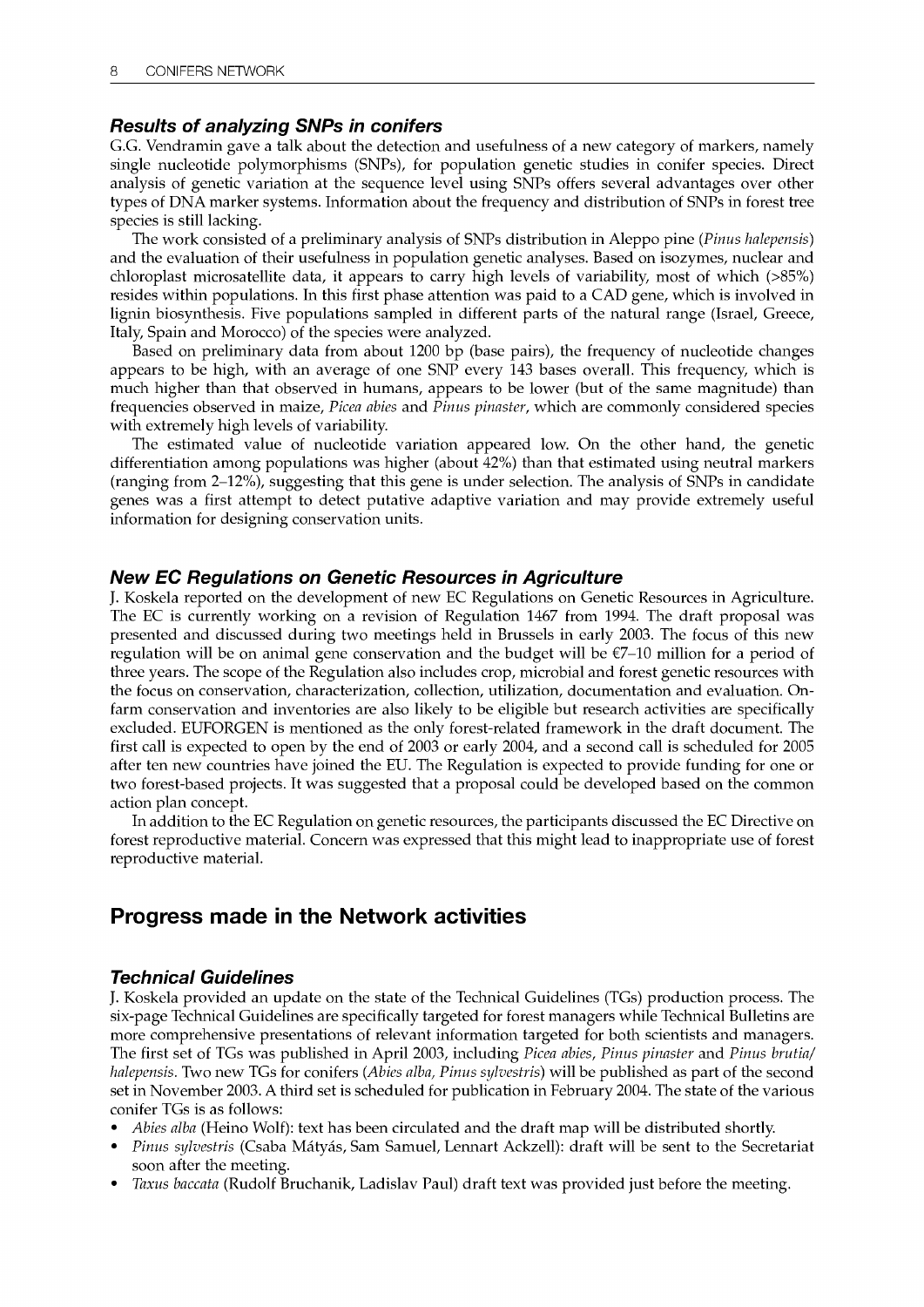### *Results of analyzing SNPs in conifers*

G.G. Vendramin gave a talk about the detection and usefulness of a new category of markers, namely single nucleotide polymorphisms (SNPs), for population genetic studies in conifer species. Direct analysis of genetic variation at the sequence level using SNPs offers several advantages over other types of DNA marker systems. Information about the frequency and distribution of SNPs in forest tree species is still lacking.

The work consisted of a preliminary analysis of SNPs distribution in Aleppo pine (*Pinus halepensis*) and the evaluation of their usefulness in population genetic analyses. Based on isozymes, nuclear and chloroplast microsatellite data, it appears to carry high levels of variability, most of which (>85%) resides within populations. In this first phase attention was paid to a CAD gene, which is involved in lignin biosynthesis. Five populations sampled in different parts of the natural range (Israel, Greece, Italy, Spain and Morocco) of the species were analyzed.

Based on preliminary data from about 1200 bp (base pairs), the frequency of nucleotide changes appears to be high, with an average of one SNP every 143 bases overall. This frequency, which is much higher than that observed in humans, appears to be lower (but of the same magnitude) than frequencies observed in maize, *Picea abies* and *Pinus pinaster*, which are commonly considered species with extremely high levels of variability.

The estimated value of nucleotide variation appeared low. On the other hand, the genetic differentiation among populations was higher (about 42%) than that estimated using neutral markers (ranging from 2–12%), suggesting that this gene is under selection. The analysis of SNPs in candidate genes was a first attempt to detect putative adaptive variation and may provide extremely useful information for designing conservation units.

### *New EC Regulations on Genetic Resources in Agriculture*

J. Koskela reported on the development of new EC Regulations on Genetic Resources in Agriculture. The EC is currently working on a revision of Regulation 1467 from 1994. The draft proposal was presented and discussed during two meetings held in Brussels in early 2003. The focus of this new regulation will be on animal gene conservation and the budget will be €7–10 million for a period of three years. The scope of the Regulation also includes crop, microbial and forest genetic resources with the focus on conservation, characterization, collection, utilization, documentation and evaluation. On-farm conservation and inventories are also likely to be eligible but research activities are specifically excluded. EUFORGEN is mentioned as the only forest-related framework in the draft document. The first call is expected to open by the end of 2003 or early 2004, and a second call is scheduled for 2005 after ten new countries have joined the EU. The Regulation is expected to provide funding for one or two forest-based projects. It was suggested that a proposal could be developed based on the common action plan concept.

In addition to the EC Regulation on genetic resources, the participants discussed the EC Directive on forest reproductive material. Concern was expressed that this might lead to inappropriate use of forest reproductive material.

## Progress made in the Network activities

### *Technical Guidelines*

J. Koskela provided an update on the state of the Technical Guidelines (TGs) production process. The six-page Technical Guidelines are specifically targeted for forest managers while Technical Bulletins are more comprehensive presentations of relevant information targeted for both scientists and managers. The first set of TGs was published in April 2003, including *Picea abies*, *Pinus pinaster* and *Pinus brutia/halepensis*. Two new TGs for conifers (*Abies alba, Pinus sylvestris*) will be published as part of the second set in November 2003. A third set is scheduled for publication in February 2004. The state of the various conifer TGs is as follows:

- *Abies alba* (Heino Wolf): text has been circulated and the draft map will be distributed shortly.
- *Pinus sylvestris* (Csaba Mátyás, Sam Samuel, Lennart Ackzell): draft will be sent to the Secretariat soon after the meeting.
- *Taxus baccata* (Rudolf Bruchanik, Ladislav Paul) draft text was provided just before the meeting.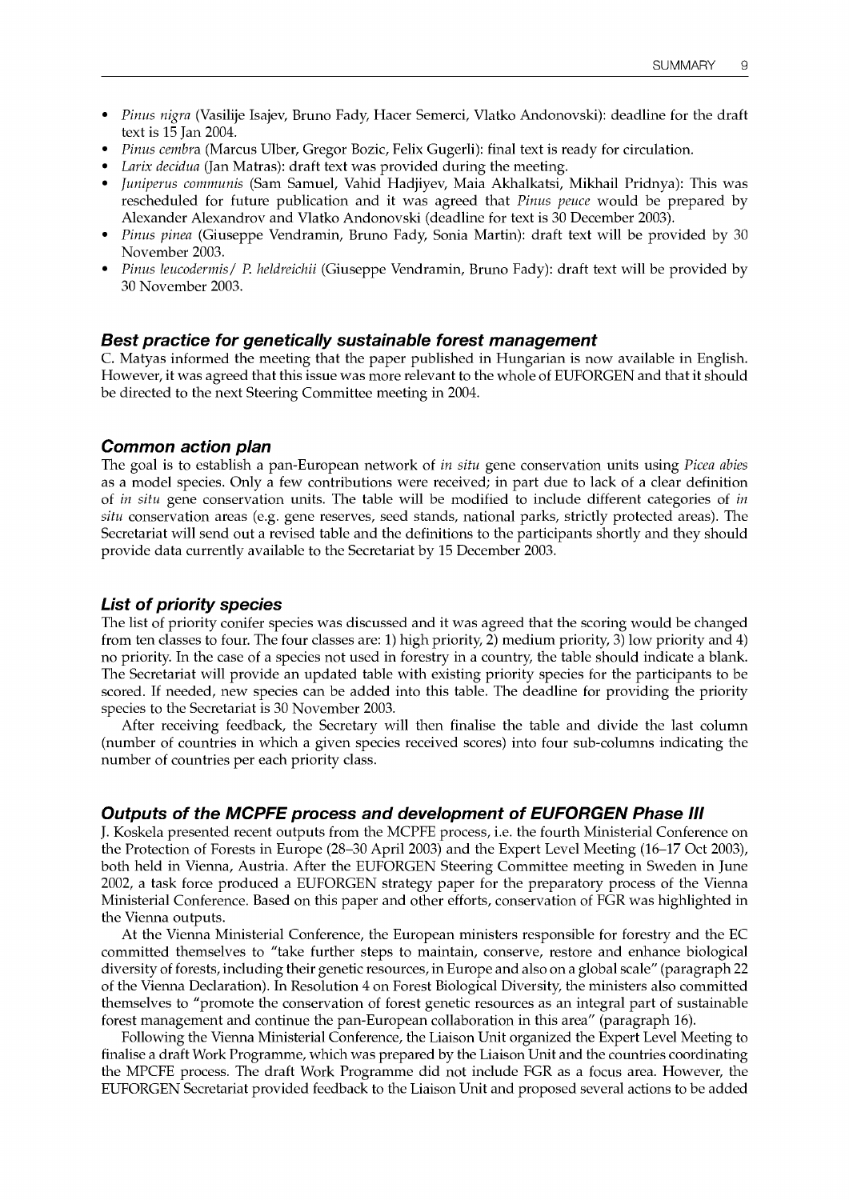- *Pinus nigra* (Vasilije Isajev, Bruno Fady, Hacer Semerci, Vlatko Andonovski): deadline for the draft text is 15 Jan 2004.
- *Pinus cembra* (Marcus Ulber, Gregor Bozic, Felix Gugerli): final text is ready for circulation.
- *Larix decidua* (Jan Matras): draft text was provided during the meeting.
- *Juniperus communis* (Sam Samuel, Vahid Hadjiyev, Maia Akhalkatsi, Mikhail Pridnya): This was rescheduled for future publication and it was agreed that *Pinus peuce* would be prepared by Alexander Alexandrov and Vlatko Andonovski (deadline for text is 30 December 2003).
- *Pinus pinea* (Giuseppe Vendramin, Bruno Fady, Sonia Martin): draft text will be provided by 30 November 2003.
- *Pinus leucodermis*/ *P. heldreichii* (Giuseppe Vendramin, Bruno Fady): draft text will be provided by 30 November 2003.

### Best practice for genetically sustainable forest management

C. Matyas informed the meeting that the paper published in Hungarian is now available in English. However, it was agreed that this issue was more relevant to the whole of EUFORGEN and that it should be directed to the next Steering Committee meeting in 2004.

### Common action plan

The goal is to establish a pan-European network of *in situ* gene conservation units using *Picea abies* as a model species. Only a few contributions were received; in part due to lack of a clear definition of *in situ* gene conservation units. The table will be modified to include different categories of *in situ* conservation areas (e.g. gene reserves, seed stands, national parks, strictly protected areas). The Secretariat will send out a revised table and the definitions to the participants shortly and they should provide data currently available to the Secretariat by 15 December 2003.

### List of priority species

The list of priority conifer species was discussed and it was agreed that the scoring would be changed from ten classes to four. The four classes are: 1) high priority, 2) medium priority, 3) low priority and 4) no priority. In the case of a species not used in forestry in a country, the table should indicate a blank. The Secretariat will provide an updated table with existing priority species for the participants to be scored. If needed, new species can be added into this table. The deadline for providing the priority species to the Secretariat is 30 November 2003.

After receiving feedback, the Secretary will then finalise the table and divide the last column (number of countries in which a given species received scores) into four sub-columns indicating the number of countries per each priority class.

### Outputs of the MCPFE process and development of EUFORGEN Phase III

J. Koskela presented recent outputs from the MCPFE process, i.e. the fourth Ministerial Conference on the Protection of Forests in Europe (28–30 April 2003) and the Expert Level Meeting (16–17 Oct 2003), both held in Vienna, Austria. After the EUFORGEN Steering Committee meeting in Sweden in June 2002, a task force produced a EUFORGEN strategy paper for the preparatory process of the Vienna Ministerial Conference. Based on this paper and other efforts, conservation of FGR was highlighted in the Vienna outputs.

At the Vienna Ministerial Conference, the European ministers responsible for forestry and the EC committed themselves to "take further steps to maintain, conserve, restore and enhance biological diversity of forests, including their genetic resources, in Europe and also on a global scale" (paragraph 22 of the Vienna Declaration). In Resolution 4 on Forest Biological Diversity, the ministers also committed themselves to "promote the conservation of forest genetic resources as an integral part of sustainable forest management and continue the pan-European collaboration in this area" (paragraph 16).

Following the Vienna Ministerial Conference, the Liaison Unit organized the Expert Level Meeting to finalise a draft Work Programme, which was prepared by the Liaison Unit and the countries coordinating the MPCFE process. The draft Work Programme did not include FGR as a focus area. However, the EUFORGEN Secretariat provided feedback to the Liaison Unit and proposed several actions to be added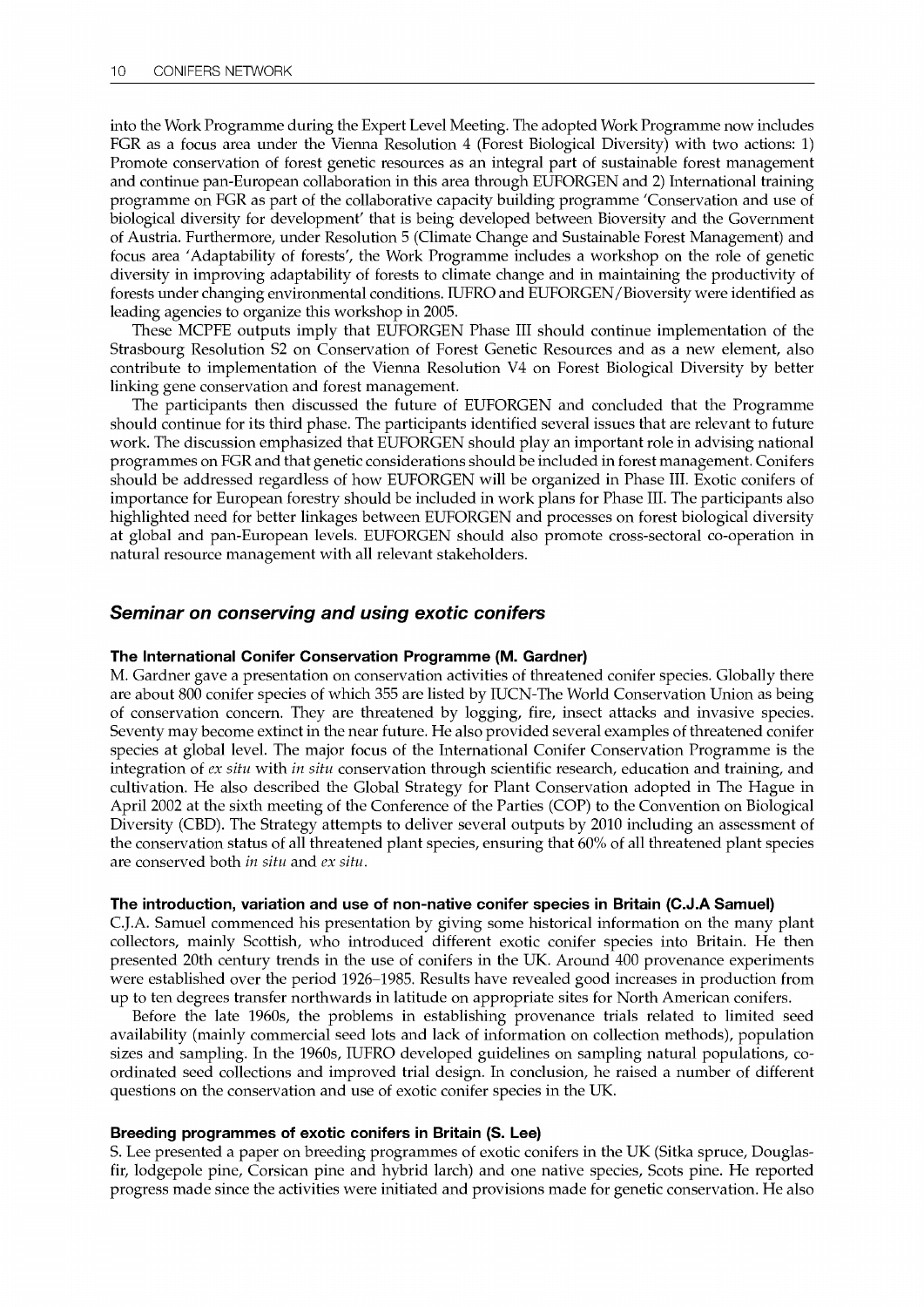into the Work Programme during the Expert Level Meeting. The adopted Work Programme now includes FGR as a focus area under the Vienna Resolution 4 (Forest Biological Diversity) with two actions: 1) Promote conservation of forest genetic resources as an integral part of sustainable forest management and continue pan-European collaboration in this area through EUFORGEN and 2) International training programme on FGR as part of the collaborative capacity building programme 'Conservation and use of biological diversity for development' that is being developed between Bioversity and the Government of Austria. Furthermore, under Resolution 5 (Climate Change and Sustainable Forest Management) and focus area 'Adaptability of forests', the Work Programme includes a workshop on the role of genetic diversity in improving adaptability of forests to climate change and in maintaining the productivity of forests under changing environmental conditions. IUFRO and EUFORGEN/Bioversity were identified as leading agencies to organize this workshop in 2005.

These MCPFE outputs imply that EUFORGEN Phase III should continue implementation of the Strasbourg Resolution S2 on Conservation of Forest Genetic Resources and as a new element, also contribute to implementation of the Vienna Resolution V4 on Forest Biological Diversity by better linking gene conservation and forest management.

The participants then discussed the future of EUFORGEN and concluded that the Programme should continue for its third phase. The participants identified several issues that are relevant to future work. The discussion emphasized that EUFORGEN should play an important role in advising national programmes on FGR and that genetic considerations should be included in forest management. Conifers should be addressed regardless of how EUFORGEN will be organized in Phase III. Exotic conifers of importance for European forestry should be included in work plans for Phase III. The participants also highlighted need for better linkages between EUFORGEN and processes on forest biological diversity at global and pan-European levels. EUFORGEN should also promote cross-sectoral co-operation in natural resource management with all relevant stakeholders.

## *Seminar on conserving and using exotic conifers*

### The International Conifer Conservation Programme (M. Gardner)

M. Gardner gave a presentation on conservation activities of threatened conifer species. Globally there are about 800 conifer species of which 355 are listed by IUCN-The World Conservation Union as being of conservation concern. They are threatened by logging, fire, insect attacks and invasive species. Seventy may become extinct in the near future. He also provided several examples of threatened conifer species at global level. The major focus of the International Conifer Conservation Programme is the integration of *ex situ* with *in situ* conservation through scientific research, education and training, and cultivation. He also described the Global Strategy for Plant Conservation adopted in The Hague in April 2002 at the sixth meeting of the Conference of the Parties (COP) to the Convention on Biological Diversity (CBD). The Strategy attempts to deliver several outputs by 2010 including an assessment of the conservation status of all threatened plant species, ensuring that 60% of all threatened plant species are conserved both *in situ* and *ex situ*.

### The introduction, variation and use of non-native conifer species in Britain (C.J.A Samuel)

C.J.A. Samuel commenced his presentation by giving some historical information on the many plant collectors, mainly Scottish, who introduced different exotic conifer species into Britain. He then presented 20th century trends in the use of conifers in the UK. Around 400 provenance experiments were established over the period 1926–1985. Results have revealed good increases in production from up to ten degrees transfer northwards in latitude on appropriate sites for North American conifers.

Before the late 1960s, the problems in establishing provenance trials related to limited seed availability (mainly commercial seed lots and lack of information on collection methods), population sizes and sampling. In the 1960s, IUFRO developed guidelines on sampling natural populations, co-ordinated seed collections and improved trial design. In conclusion, he raised a number of different questions on the conservation and use of exotic conifer species in the UK.

### Breeding programmes of exotic conifers in Britain (S. Lee)

S. Lee presented a paper on breeding programmes of exotic conifers in the UK (Sitka spruce, Douglas-fir, lodgepole pine, Corsican pine and hybrid larch) and one native species, Scots pine. He reported progress made since the activities were initiated and provisions made for genetic conservation. He also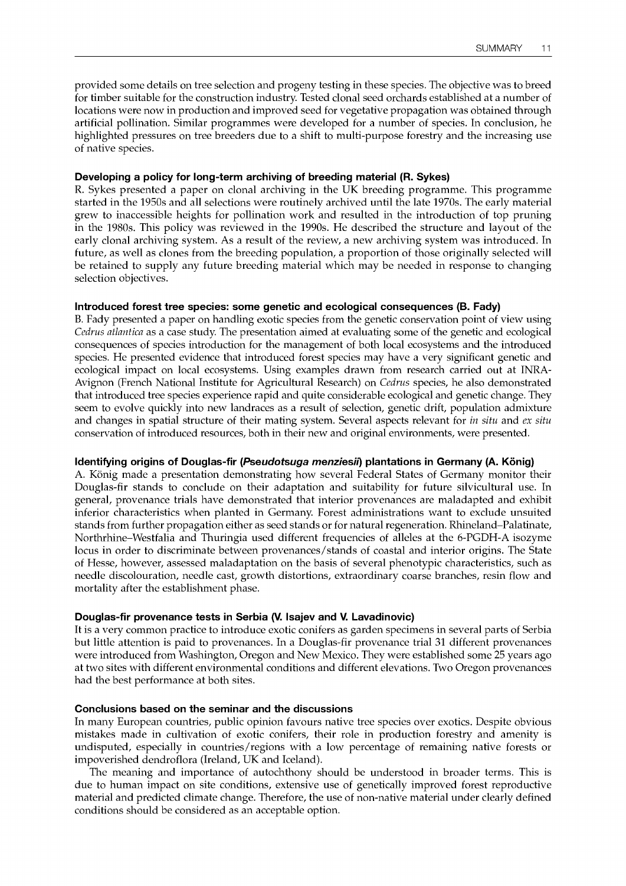provided some details on tree selection and progeny testing in these species. The objective was to breed for timber suitable for the construction industry. Tested clonal seed orchards established at a number of locations were now in production and improved seed for vegetative propagation was obtained through artificial pollination. Similar programmes were developed for a number of species. In conclusion, he highlighted pressures on tree breeders due to a shift to multi-purpose forestry and the increasing use of native species.

### Developing a policy for long-term archiving of breeding material (R. Sykes)

R. Sykes presented a paper on clonal archiving in the UK breeding programme. This programme started in the 1950s and all selections were routinely archived until the late 1970s. The early material grew to inaccessible heights for pollination work and resulted in the introduction of top pruning in the 1980s. This policy was reviewed in the 1990s. He described the structure and layout of the early clonal archiving system. As a result of the review, a new archiving system was introduced. In future, as well as clones from the breeding population, a proportion of those originally selected will be retained to supply any future breeding material which may be needed in response to changing selection objectives.

### Introduced forest tree species: some genetic and ecological consequences (B. Fady)

B. Fady presented a paper on handling exotic species from the genetic conservation point of view using *Cedrus atlantica* as a case study. The presentation aimed at evaluating some of the genetic and ecological consequences of species introduction for the management of both local ecosystems and the introduced species. He presented evidence that introduced forest species may have a very significant genetic and ecological impact on local ecosystems. Using examples drawn from research carried out at INRA-Avignon (French National Institute for Agricultural Research) on *Cedrus* species, he also demonstrated that introduced tree species experience rapid and quite considerable ecological and genetic change. They seem to evolve quickly into new landraces as a result of selection, genetic drift, population admixture and changes in spatial structure of their mating system. Several aspects relevant for *in situ* and *ex situ* conservation of introduced resources, both in their new and original environments, were presented.

### Identifying origins of Douglas-fir (*Pseudotsuga menziesii*) plantations in Germany (A. König)

A. König made a presentation demonstrating how several Federal States of Germany monitor their Douglas-fir stands to conclude on their adaptation and suitability for future silvicultural use. In general, provenance trials have demonstrated that interior provenances are maladapted and exhibit inferior characteristics when planted in Germany. Forest administrations want to exclude unsuited stands from further propagation either as seed stands or for natural regeneration. Rhineland–Palatinate, Northrhine–Westfalia and Thuringia used different frequencies of alleles at the 6-PGDH-A isozyme locus in order to discriminate between provenances/stands of coastal and interior origins. The State of Hesse, however, assessed maladaptation on the basis of several phenotypic characteristics, such as needle discolouration, needle cast, growth distortions, extraordinary coarse branches, resin flow and mortality after the establishment phase.

### Douglas-fir provenance tests in Serbia (V. Isajev and V. Lavadinovic)

It is a very common practice to introduce exotic conifers as garden specimens in several parts of Serbia but little attention is paid to provenances. In a Douglas-fir provenance trial 31 different provenances were introduced from Washington, Oregon and New Mexico. They were established some 25 years ago at two sites with different environmental conditions and different elevations. Two Oregon provenances had the best performance at both sites.

### Conclusions based on the seminar and the discussions

In many European countries, public opinion favours native tree species over exotics. Despite obvious mistakes made in cultivation of exotic conifers, their role in production forestry and amenity is undisputed, especially in countries/regions with a low percentage of remaining native forests or impoverished dendroflora (Ireland, UK and Iceland).

The meaning and importance of autochthony should be understood in broader terms. This is due to human impact on site conditions, extensive use of genetically improved forest reproductive material and predicted climate change. Therefore, the use of non-native material under clearly defined conditions should be considered as an acceptable option.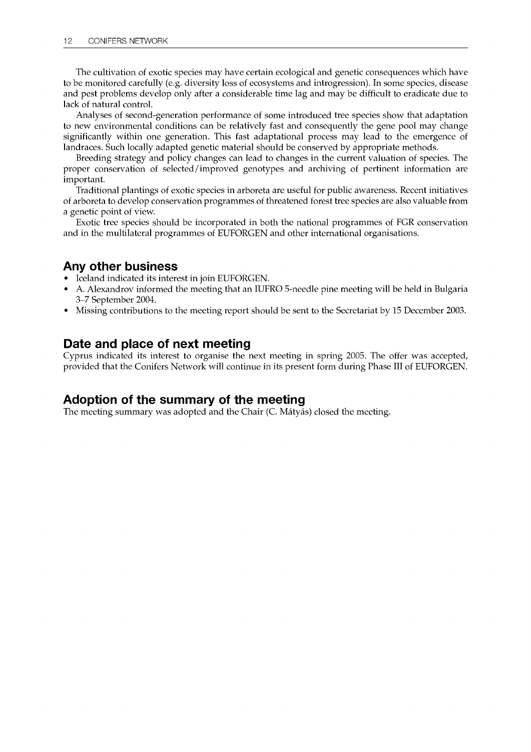The cultivation of exotic species may have certain ecological and genetic consequences which have to be monitored carefully (e.g. diversity loss of ecosystems and introgression). In some species, disease and pest problems develop only after a considerable time lag and may be difficult to eradicate due to lack of natural control.

Analyses of second-generation performance of some introduced tree species show that adaptation to new environmental conditions can be relatively fast and consequently the gene pool may change significantly within one generation. This fast adaptational process may lead to the emergence of landraces. Such locally adapted genetic material should be conserved by appropriate methods.

Breeding strategy and policy changes can lead to changes in the current valuation of species. The proper conservation of selected/improved genotypes and archiving of pertinent information are important.

Traditional plantings of exotic species in arboreta are useful for public awareness. Recent initiatives of arboreta to develop conservation programmes of threatened forest tree species are also valuable from a genetic point of view.

Exotic tree species should be incorporated in both the national programmes of FGR conservation and in the multilateral programmes of EUFORGEN and other international organisations.

## Any other business

- Iceland indicated its interest in join EUFORGEN.
- A. Alexandrov informed the meeting that an IUFRO 5-needle pine meeting will be held in Bulgaria 3–7 September 2004.
- Missing contributions to the meeting report should be sent to the Secretariat by 15 December 2003.

## Date and place of next meeting

Cyprus indicated its interest to organise the next meeting in spring 2005. The offer was accepted, provided that the Conifers Network will continue in its present form during Phase III of EUFORGEN.

## Adoption of the summary of the meeting

The meeting summary was adopted and the Chair (C. Mátyás) closed the meeting.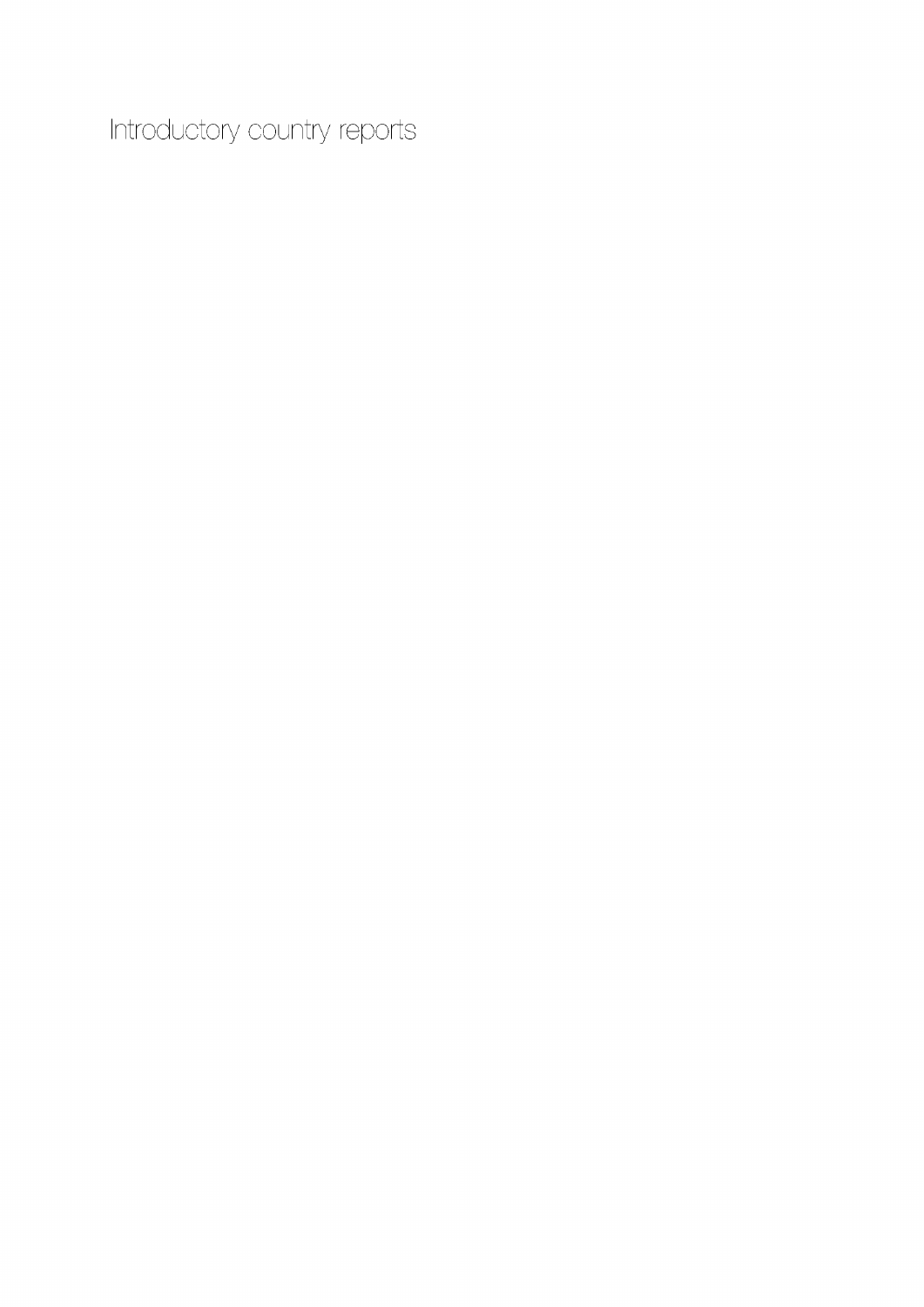# Introductory country reports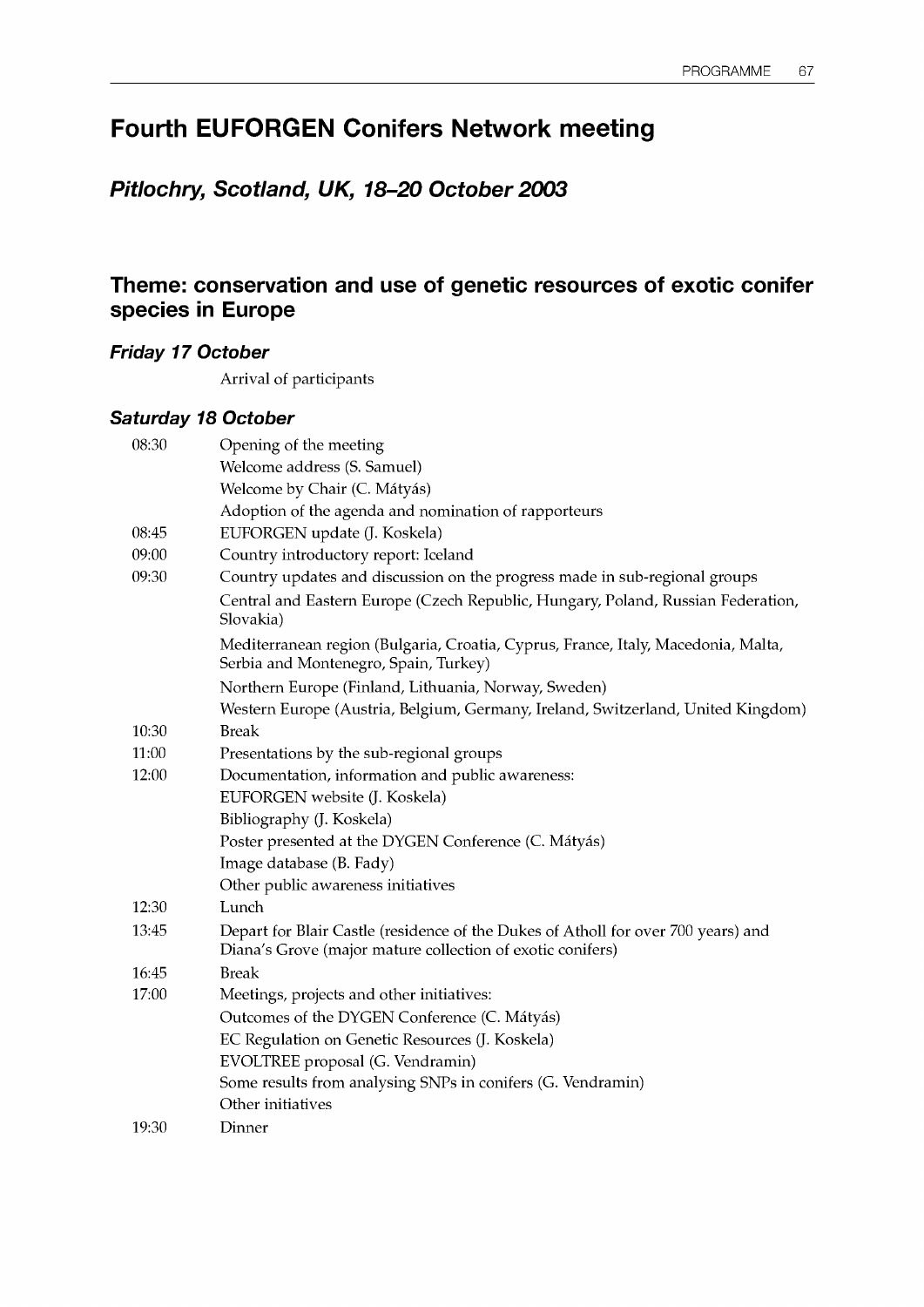# Fourth EUFORGEN Conifers Network meeting

## *Pitlochry, Scotland, UK, 18–20 October 2003*

## Theme: conservation and use of genetic resources of exotic conifer species in Europe

### *Friday 17 October*

Arrival of participants

### *Saturday 18 October*

| | |
|---|---|
| 08:30 | Opening of the meeting |
| | Welcome address (S. Samuel) |
| | Welcome by Chair (C. Mátyás) |
| | Adoption of the agenda and nomination of rapporteurs |
| 08:45 | EUFORGEN update (J. Koskela) |
| 09:00 | Country introductory report: Iceland |
| 09:30 | Country updates and discussion on the progress made in sub-regional groups |
| | Central and Eastern Europe (Czech Republic, Hungary, Poland, Russian Federation, Slovakia) |
| | Mediterranean region (Bulgaria, Croatia, Cyprus, France, Italy, Macedonia, Malta, Serbia and Montenegro, Spain, Turkey) |
| | Northern Europe (Finland, Lithuania, Norway, Sweden) |
| | Western Europe (Austria, Belgium, Germany, Ireland, Switzerland, United Kingdom) |
| 10:30 | Break |
| 11:00 | Presentations by the sub-regional groups |
| 12:00 | Documentation, information and public awareness: |
| | EUFORGEN website (J. Koskela) |
| | Bibliography (J. Koskela) |
| | Poster presented at the DYGEN Conference (C. Mátyás) |
| | Image database (B. Fady) |
| | Other public awareness initiatives |
| 12:30 | Lunch |
| 13:45 | Depart for Blair Castle (residence of the Dukes of Atholl for over 700 years) and Diana's Grove (major mature collection of exotic conifers) |
| 16:45 | Break |
| 17:00 | Meetings, projects and other initiatives: |
| | Outcomes of the DYGEN Conference (C. Mátyás) |
| | EC Regulation on Genetic Resources (J. Koskela) |
| | EVOLTREE proposal (G. Vendramin) |
| | Some results from analysing SNPs in conifers (G. Vendramin) |
| | Other initiatives |
| 19:30 | Dinner |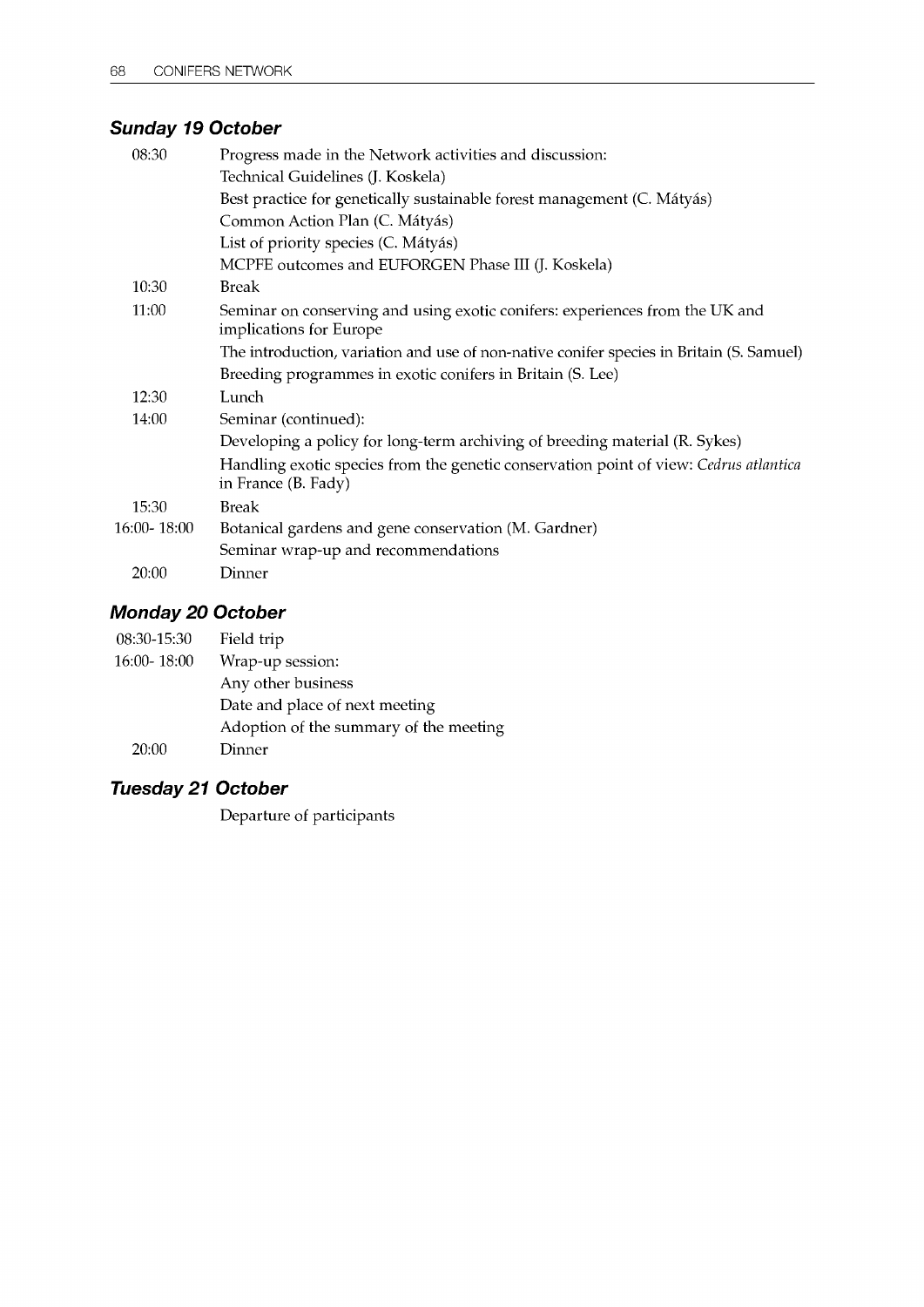### Sunday 19 October

| | |
|---|---|
| 08:30 | Progress made in the Network activities and discussion: |
| | Technical Guidelines (J. Koskela) |
| | Best practice for genetically sustainable forest management (C. Mátyás) |
| | Common Action Plan (C. Mátyás) |
| | List of priority species (C. Mátyás) |
| | MCPFE outcomes and EUFORGEN Phase III (J. Koskela) |
| 10:30 | Break |
| 11:00 | Seminar on conserving and using exotic conifers: experiences from the UK and implications for Europe |
| | The introduction, variation and use of non-native conifer species in Britain (S. Samuel) |
| | Breeding programmes in exotic conifers in Britain (S. Lee) |
| 12:30 | Lunch |
| 14:00 | Seminar (continued): |
| | Developing a policy for long-term archiving of breeding material (R. Sykes) |
| | Handling exotic species from the genetic conservation point of view: *Cedrus atlantica* in France (B. Fady) |
| 15:30 | Break |
| 16:00- 18:00 | Botanical gardens and gene conservation (M. Gardner) |
| | Seminar wrap-up and recommendations |
| 20:00 | Dinner |

### Monday 20 October

| | |
|---|---|
| 08:30-15:30 | Field trip |
| 16:00- 18:00 | Wrap-up session: |
| | Any other business |
| | Date and place of next meeting |
| | Adoption of the summary of the meeting |
| 20:00 | Dinner |

### Tuesday 21 October

Departure of participants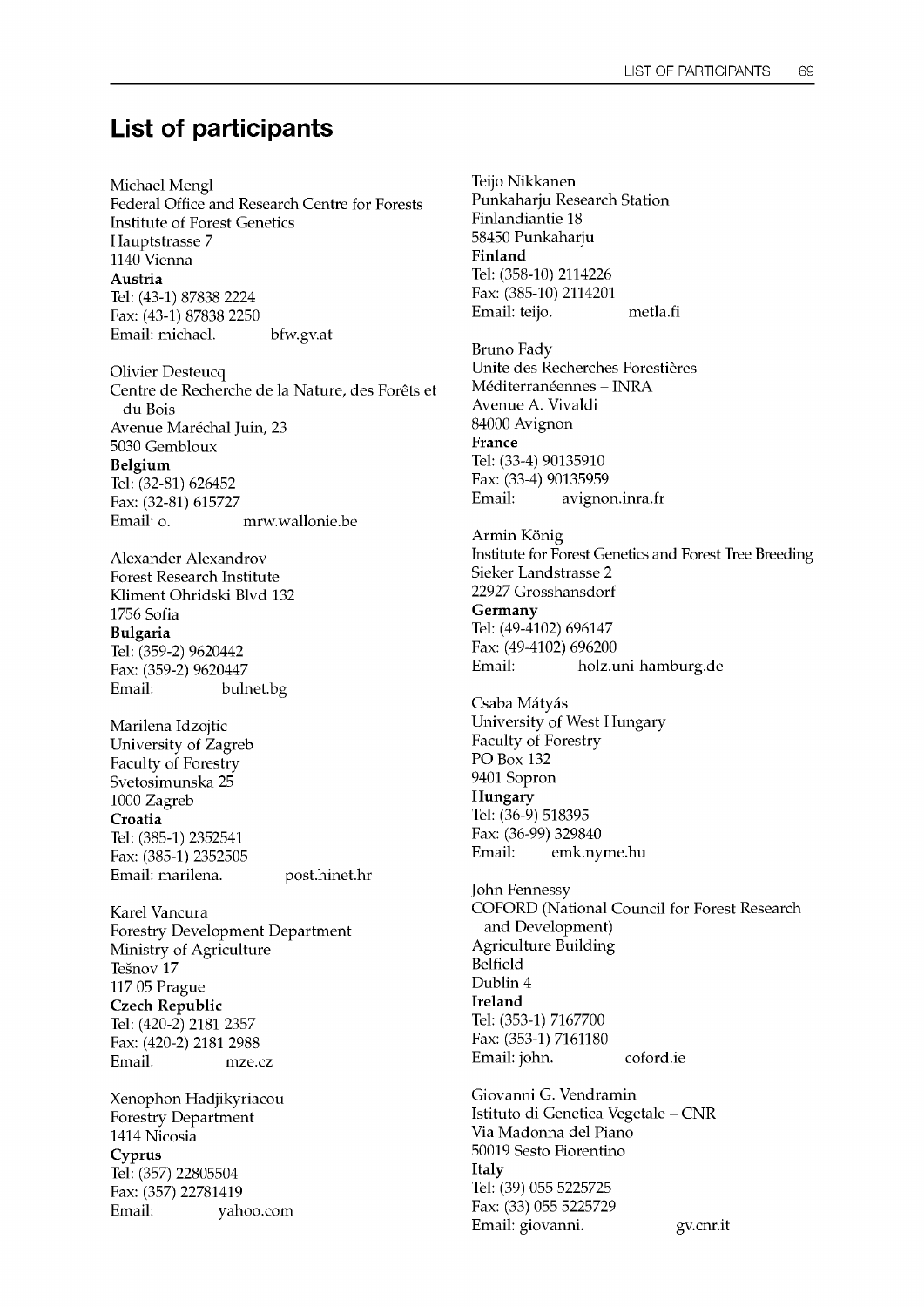# List of participants

Michael Mengl
Federal Office and Research Centre for Forests
Institute of Forest Genetics
Hauptstrasse 7
1140 Vienna
**Austria**
Tel: (43-1) 87838 2224
Fax: (43-1) 87838 2250
Email: michael.            bfw.gv.at

Olivier Desteucq
Centre de Recherche de la Nature, des Forêts et du Bois
Avenue Maréchal Juin, 23
5030 Gembloux
**Belgium**
Tel: (32-81) 626452
Fax: (32-81) 615727
Email: o.            mrw.wallonie.be

Alexander Alexandrov
Forest Research Institute
Kliment Ohridski Blvd 132
1756 Sofia
**Bulgaria**
Tel: (359-2) 9620442
Fax: (359-2) 9620447
Email:            bulnet.bg

Marilena Idzojtic
University of Zagreb
Faculty of Forestry
Svetosimunska 25
1000 Zagreb
**Croatia**
Tel: (385-1) 2352541
Fax: (385-1) 2352505
Email: marilena.            post.hinet.hr

Karel Vancura
Forestry Development Department
Ministry of Agriculture
Tešnov 17
117 05 Prague
**Czech Republic**
Tel: (420-2) 2181 2357
Fax: (420-2) 2181 2988
Email:            mze.cz

Xenophon Hadjikyriacou
Forestry Department
1414 Nicosia
**Cyprus**
Tel: (357) 22805504
Fax: (357) 22781419
Email:            yahoo.com

Teijo Nikkanen
Punkaharju Research Station
Finlandiantie 18
58450 Punkaharju
**Finland**
Tel: (358-10) 2114226
Fax: (385-10) 2114201
Email: teijo.            metla.fi

Bruno Fady
Unite des Recherches Forestières Méditerranéennes – INRA
Avenue A. Vivaldi
84000 Avignon
**France**
Tel: (33-4) 90135910
Fax: (33-4) 90135959
Email:            avignon.inra.fr

Armin König
Institute for Forest Genetics and Forest Tree Breeding
Sieker Landstrasse 2
22927 Grosshansdorf
**Germany**
Tel: (49-4102) 696147
Fax: (49-4102) 696200
Email:            holz.uni-hamburg.de

Csaba Mátyás
University of West Hungary
Faculty of Forestry
PO Box 132
9401 Sopron
**Hungary**
Tel: (36-9) 518395
Fax: (36-99) 329840
Email:            emk.nyme.hu

John Fennessy
COFORD (National Council for Forest Research and Development)
Agriculture Building
Belfield
Dublin 4
**Ireland**
Tel: (353-1) 7167700
Fax: (353-1) 7161180
Email: john.            coford.ie

Giovanni G. Vendramin
Istituto di Genetica Vegetale – CNR
Via Madonna del Piano
50019 Sesto Fiorentino
**Italy**
Tel: (39) 055 5225725
Fax: (33) 055 5225729
Email: giovanni.            gv.cnr.it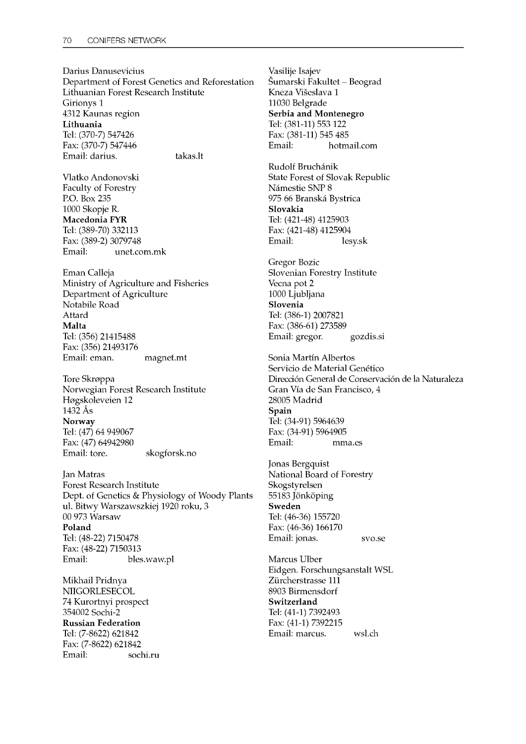Darius Danusevicius
Department of Forest Genetics and Reforestation
Lithuanian Forest Research Institute
Girionys 1
4312 Kaunas region
**Lithuania**
Tel: (370-7) 547426
Fax: (370-7) 547446
Email: darius. takas.lt

Vladko Andonovski
Faculty of Forestry
P.O. Box 235
1000 Skopje R.
**Macedonia FYR**
Tel: (389-70) 332113
Fax: (389-2) 3079748
Email: unet.com.mk

Eman Calleja
Ministry of Agriculture and Fisheries
Department of Agriculture
Notabile Road
Attard
**Malta**
Tel: (356) 21415488
Fax: (356) 21493176
Email: eman. magnet.mt

Tore Skrøppa
Norwegian Forest Research Institute
Høgskoleveien 12
1432 Ås
**Norway**
Tel: (47) 64 949067
Fax: (47) 64942980
Email: tore. skogforsk.no

Jan Matras
Forest Research Institute
Dept. of Genetics & Physiology of Woody Plants
ul. Bitwy Warszawszkiej 1920 roku, 3
00 973 Warsaw
**Poland**
Tel: (48-22) 7150478
Fax: (48-22) 7150313
Email: bles.waw.pl

Mikhail Pridnya
NIIGORLESECOL
74 Kurortnyi prospect
354002 Sochi-2
**Russian Federation**
Tel: (7-8622) 621842
Fax: (7-8622) 621842
Email: sochi.ru

Vasilije Isajev
Šumarski Fakultet – Beograd
Kneza Višeslava 1
11030 Belgrade
**Serbia and Montenegro**
Tel: (381-11) 553 122
Fax: (381-11) 545 485
Email: hotmail.com

Rudolf Bruchánik
State Forest of Slovak Republic
Námestie SNP 8
975 66 Branská Bystrica
**Slovakia**
Tel: (421-48) 4125903
Fax: (421-48) 4125904
Email: lesy.sk

Gregor Bozic
Slovenian Forestry Institute
Vecna pot 2
1000 Ljubljana
**Slovenia**
Tel: (386-1) 2007821
Fax: (386-61) 273589
Email: gregor. gozdis.si

Sonia Martín Albertos
Servicio de Material Genético
Dirección General de Conservación de la Naturaleza
Gran Vía de San Francisco, 4
28005 Madrid
**Spain**
Tel: (34-91) 5964639
Fax: (34-91) 5964905
Email: mma.es

Jonas Bergquist
National Board of Forestry
Skogstyrelsen
55183 Jönköping
**Sweden**
Tel: (46-36) 155720
Fax: (46-36) 166170
Email: jonas. svo.se

Marcus Ulber
Eidgen. Forschungsanstalt WSL
Zürcherstrasse 111
8903 Birmensdorf
**Switzerland**
Tel: (41-1) 7392493
Fax: (41-1) 7392215
Email: marcus. wsl.ch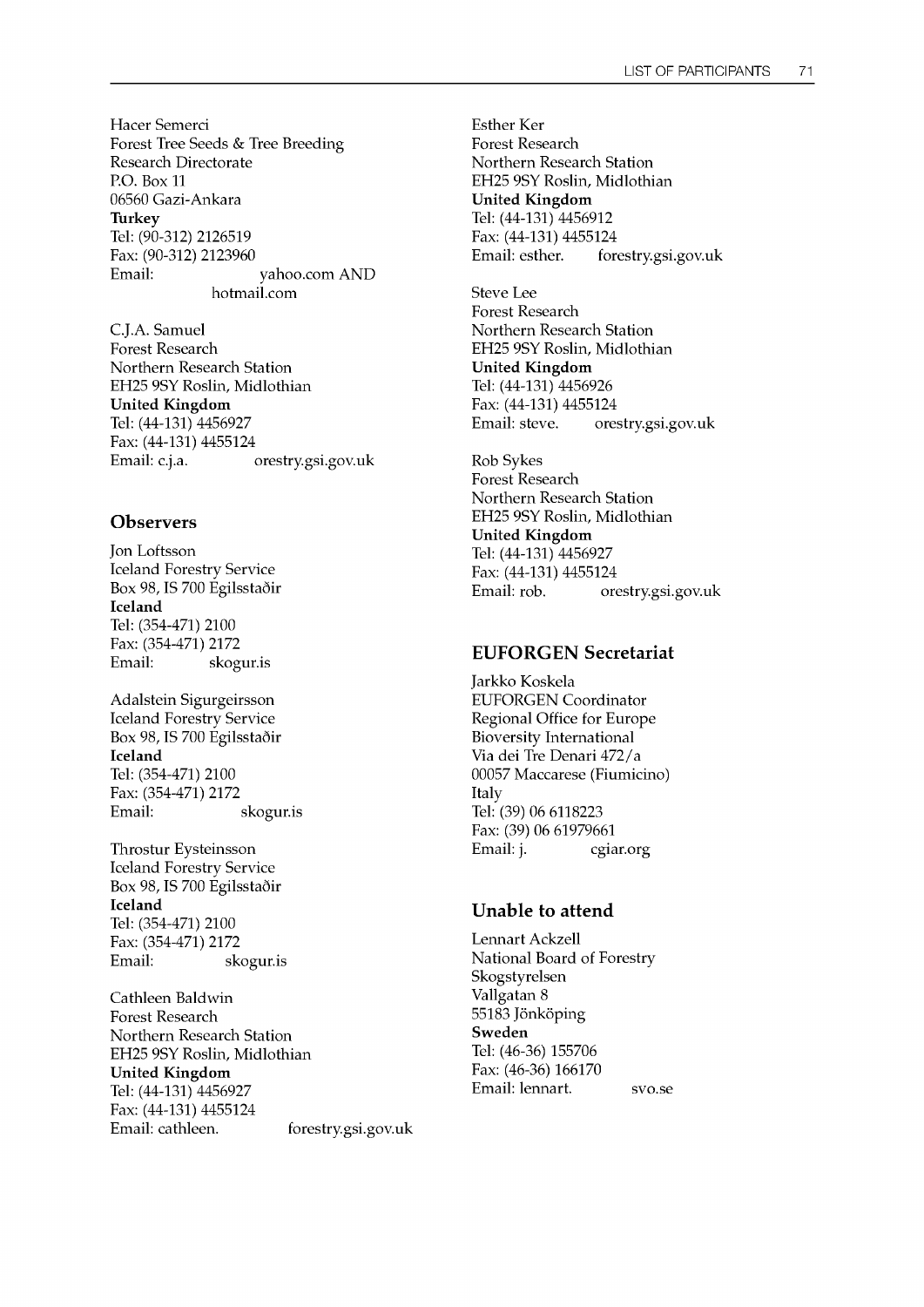Hacer Semerci
Forest Tree Seeds & Tree Breeding
Research Directorate
P.O. Box 11
06560 Gazi-Ankara
**Turkey**
Tel: (90-312) 2126519
Fax: (90-312) 2123960
Email: yahoo.com AND hotmail.com

C.J.A. Samuel
Forest Research
Northern Research Station
EH25 9SY Roslin, Midlothian
**United Kingdom**
Tel: (44-131) 4456927
Fax: (44-131) 4455124
Email: c.j.a. orestry.gsi.gov.uk

## Observers

Jon Loftsson
Iceland Forestry Service
Box 98, IS 700 Egilsstaðir
**Iceland**
Tel: (354-471) 2100
Fax: (354-471) 2172
Email: skogur.is

Adalstein Sigurgeirsson
Iceland Forestry Service
Box 98, IS 700 Egilsstaðir
**Iceland**
Tel: (354-471) 2100
Fax: (354-471) 2172
Email: skogur.is

Throstur Eysteinsson
Iceland Forestry Service
Box 98, IS 700 Egilsstaðir
**Iceland**
Tel: (354-471) 2100
Fax: (354-471) 2172
Email: skogur.is

Cathleen Baldwin
Forest Research
Northern Research Station
EH25 9SY Roslin, Midlothian
**United Kingdom**
Tel: (44-131) 4456927
Fax: (44-131) 4455124
Email: cathleen. forestry.gsi.gov.uk

Esther Ker
Forest Research
Northern Research Station
EH25 9SY Roslin, Midlothian
**United Kingdom**
Tel: (44-131) 4456912
Fax: (44-131) 4455124
Email: esther. forestry.gsi.gov.uk

Steve Lee
Forest Research
Northern Research Station
EH25 9SY Roslin, Midlothian
**United Kingdom**
Tel: (44-131) 4456926
Fax: (44-131) 4455124
Email: steve. orestry.gsi.gov.uk

Rob Sykes
Forest Research
Northern Research Station
EH25 9SY Roslin, Midlothian
**United Kingdom**
Tel: (44-131) 4456927
Fax: (44-131) 4455124
Email: rob. orestry.gsi.gov.uk

## EUFORGEN Secretariat

Jarkko Koskela
EUFORGEN Coordinator
Regional Office for Europe
Bioversity International
Via dei Tre Denari 472/a
00057 Maccarese (Fiumicino)
Italy
Tel: (39) 06 6118223
Fax: (39) 06 61979661
Email: j. cgiar.org

## Unable to attend

Lennart Ackzell
National Board of Forestry
Skogstyrelsen
Vallgatan 8
55183 Jönköping
**Sweden**
Tel: (46-36) 155706
Fax: (46-36) 166170
Email: lennart. svo.se